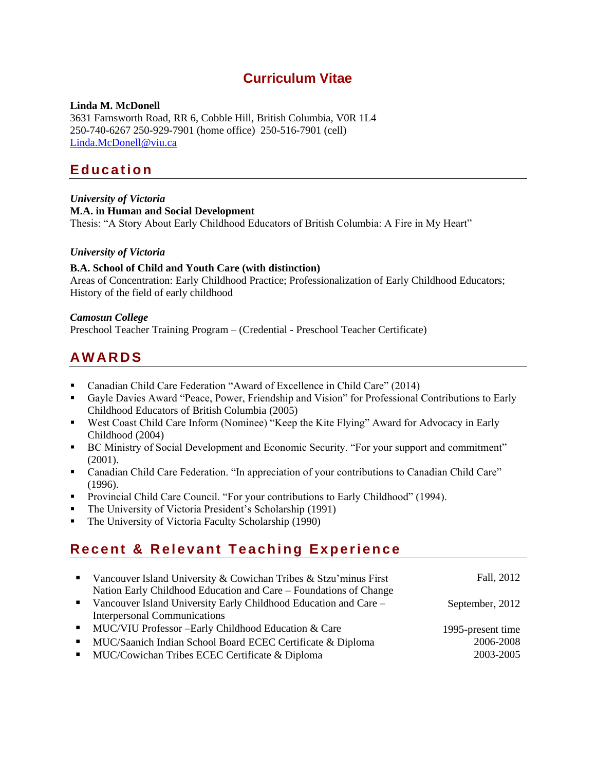# Curriculum Vitae

**Linda M. McDonell**
3631 Farnsworth Road, RR 6, Cobble Hill, British Columbia, V0R 1L4
250-740-6267 250-929-7901 (home office) 250-516-7901 (cell)
Linda.McDonell@viu.ca

## Education

***University of Victoria***
**M.A. in Human and Social Development**
Thesis: "A Story About Early Childhood Educators of British Columbia: A Fire in My Heart"

***University of Victoria***
**B.A. School of Child and Youth Care (with distinction)**
Areas of Concentration: Early Childhood Practice; Professionalization of Early Childhood Educators; History of the field of early childhood

***Camosun College***
Preschool Teacher Training Program – (Credential - Preschool Teacher Certificate)

## AWARDS

- Canadian Child Care Federation "Award of Excellence in Child Care" (2014)
- Gayle Davies Award "Peace, Power, Friendship and Vision" for Professional Contributions to Early Childhood Educators of British Columbia (2005)
- West Coast Child Care Inform (Nominee) "Keep the Kite Flying" Award for Advocacy in Early Childhood (2004)
- BC Ministry of Social Development and Economic Security. "For your support and commitment" (2001).
- Canadian Child Care Federation. "In appreciation of your contributions to Canadian Child Care" (1996).
- Provincial Child Care Council. "For your contributions to Early Childhood" (1994).
- The University of Victoria President's Scholarship (1991)
- The University of Victoria Faculty Scholarship (1990)

## Recent & Relevant Teaching Experience

- Vancouver Island University & Cowichan Tribes & Stzu'minus First Nation Early Childhood Education and Care – Foundations of Change — Fall, 2012
- Vancouver Island University Early Childhood Education and Care – Interpersonal Communications — September, 2012
- MUC/VIU Professor –Early Childhood Education & Care — 1995-present time
- MUC/Saanich Indian School Board ECEC Certificate & Diploma — 2006-2008
- MUC/Cowichan Tribes ECEC Certificate & Diploma — 2003-2005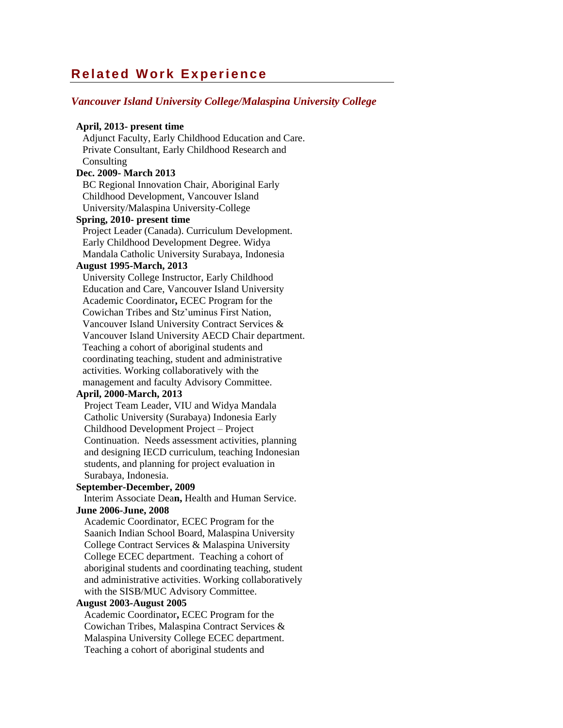## Related Work Experience

### *Vancouver Island University College/Malaspina University College*

**April, 2013- present time**
Adjunct Faculty, Early Childhood Education and Care.
Private Consultant, Early Childhood Research and Consulting

**Dec. 2009- March 2013**
BC Regional Innovation Chair, Aboriginal Early Childhood Development, Vancouver Island University/Malaspina University-College

**Spring, 2010- present time**
Project Leader (Canada). Curriculum Development. Early Childhood Development Degree. Widya Mandala Catholic University Surabaya, Indonesia

**August 1995-March, 2013**
University College Instructor, Early Childhood Education and Care, Vancouver Island University
Academic Coordinator**,** ECEC Program for the Cowichan Tribes and Stz'uminus First Nation, Vancouver Island University Contract Services & Vancouver Island University AECD Chair department. Teaching a cohort of aboriginal students and coordinating teaching, student and administrative activities. Working collaboratively with the management and faculty Advisory Committee.

**April, 2000-March, 2013**
Project Team Leader, VIU and Widya Mandala Catholic University (Surabaya) Indonesia Early Childhood Development Project – Project Continuation. Needs assessment activities, planning and designing IECD curriculum, teaching Indonesian students, and planning for project evaluation in Surabaya, Indonesia.

**September-December, 2009**
Interim Associate Dea**n,** Health and Human Service.

**June 2006-June, 2008**
Academic Coordinator, ECEC Program for the Saanich Indian School Board, Malaspina University College Contract Services & Malaspina University College ECEC department. Teaching a cohort of aboriginal students and coordinating teaching, student and administrative activities. Working collaboratively with the SISB/MUC Advisory Committee.

**August 2003-August 2005**
Academic Coordinator**,** ECEC Program for the Cowichan Tribes, Malaspina Contract Services & Malaspina University College ECEC department. Teaching a cohort of aboriginal students and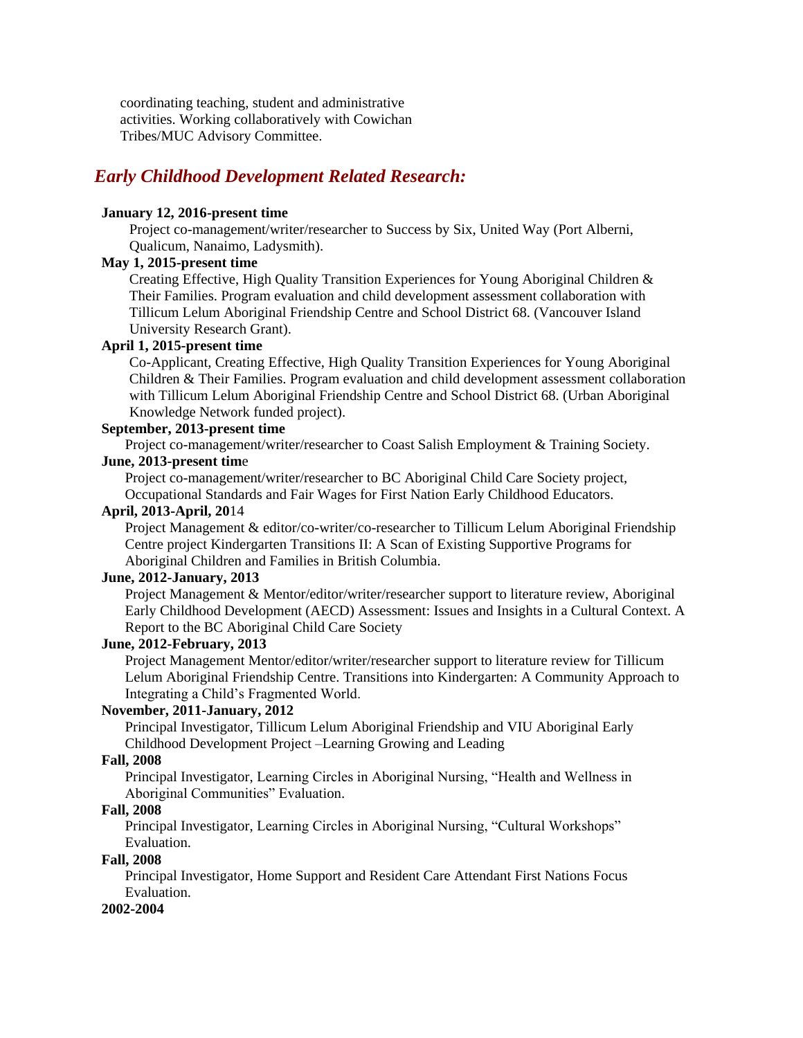coordinating teaching, student and administrative activities. Working collaboratively with Cowichan Tribes/MUC Advisory Committee.

## *Early Childhood Development Related Research:*

**January 12, 2016-present time**
Project co-management/writer/researcher to Success by Six, United Way (Port Alberni, Qualicum, Nanaimo, Ladysmith).

**May 1, 2015-present time**
Creating Effective, High Quality Transition Experiences for Young Aboriginal Children & Their Families. Program evaluation and child development assessment collaboration with Tillicum Lelum Aboriginal Friendship Centre and School District 68. (Vancouver Island University Research Grant).

**April 1, 2015-present time**
Co-Applicant, Creating Effective, High Quality Transition Experiences for Young Aboriginal Children & Their Families. Program evaluation and child development assessment collaboration with Tillicum Lelum Aboriginal Friendship Centre and School District 68. (Urban Aboriginal Knowledge Network funded project).

**September, 2013-present time**
Project co-management/writer/researcher to Coast Salish Employment & Training Society.

**June, 2013-present time**
Project co-management/writer/researcher to BC Aboriginal Child Care Society project, Occupational Standards and Fair Wages for First Nation Early Childhood Educators.

**April, 2013-April, 2014**
Project Management & editor/co-writer/co-researcher to Tillicum Lelum Aboriginal Friendship Centre project Kindergarten Transitions II: A Scan of Existing Supportive Programs for Aboriginal Children and Families in British Columbia.

**June, 2012-January, 2013**
Project Management & Mentor/editor/writer/researcher support to literature review, Aboriginal Early Childhood Development (AECD) Assessment: Issues and Insights in a Cultural Context. A Report to the BC Aboriginal Child Care Society

**June, 2012-February, 2013**
Project Management Mentor/editor/writer/researcher support to literature review for Tillicum Lelum Aboriginal Friendship Centre. Transitions into Kindergarten: A Community Approach to Integrating a Child's Fragmented World.

**November, 2011-January, 2012**
Principal Investigator, Tillicum Lelum Aboriginal Friendship and VIU Aboriginal Early Childhood Development Project –Learning Growing and Leading

**Fall, 2008**
Principal Investigator, Learning Circles in Aboriginal Nursing, "Health and Wellness in Aboriginal Communities" Evaluation.

**Fall, 2008**
Principal Investigator, Learning Circles in Aboriginal Nursing, "Cultural Workshops" Evaluation.

**Fall, 2008**
Principal Investigator, Home Support and Resident Care Attendant First Nations Focus Evaluation.

**2002-2004**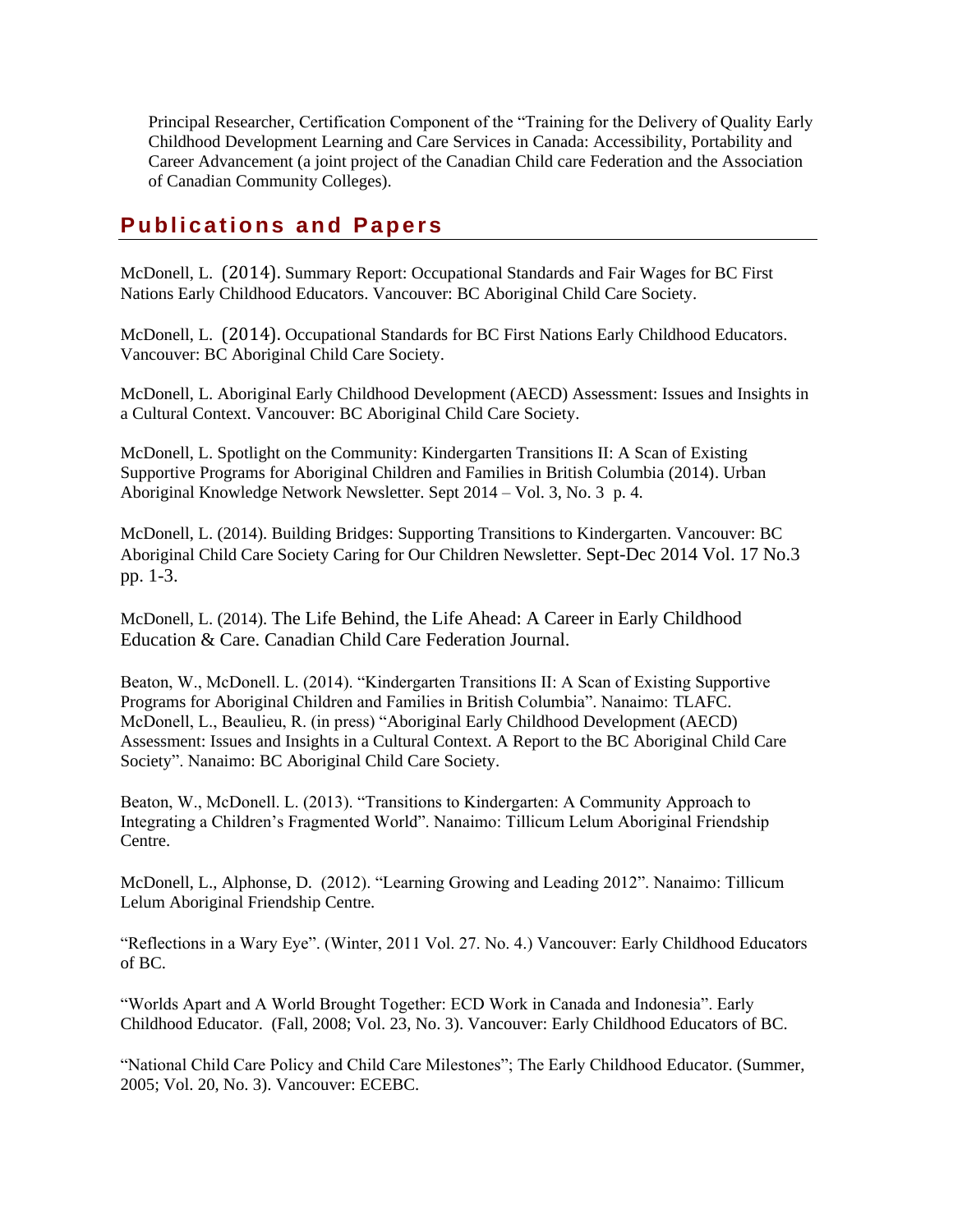Principal Researcher, Certification Component of the "Training for the Delivery of Quality Early Childhood Development Learning and Care Services in Canada: Accessibility, Portability and Career Advancement (a joint project of the Canadian Child care Federation and the Association of Canadian Community Colleges).

## Publications and Papers

McDonell, L. (2014). Summary Report: Occupational Standards and Fair Wages for BC First Nations Early Childhood Educators. Vancouver: BC Aboriginal Child Care Society.

McDonell, L. (2014). Occupational Standards for BC First Nations Early Childhood Educators. Vancouver: BC Aboriginal Child Care Society.

McDonell, L. Aboriginal Early Childhood Development (AECD) Assessment: Issues and Insights in a Cultural Context. Vancouver: BC Aboriginal Child Care Society.

McDonell, L. Spotlight on the Community: Kindergarten Transitions II: A Scan of Existing Supportive Programs for Aboriginal Children and Families in British Columbia (2014). Urban Aboriginal Knowledge Network Newsletter. Sept 2014 – Vol. 3, No. 3 p. 4.

McDonell, L. (2014). Building Bridges: Supporting Transitions to Kindergarten. Vancouver: BC Aboriginal Child Care Society Caring for Our Children Newsletter. Sept-Dec 2014 Vol. 17 No.3 pp. 1-3.

McDonell, L. (2014). The Life Behind, the Life Ahead: A Career in Early Childhood Education & Care. Canadian Child Care Federation Journal.

Beaton, W., McDonell. L. (2014). "Kindergarten Transitions II: A Scan of Existing Supportive Programs for Aboriginal Children and Families in British Columbia". Nanaimo: TLAFC.
McDonell, L., Beaulieu, R. (in press) "Aboriginal Early Childhood Development (AECD) Assessment: Issues and Insights in a Cultural Context. A Report to the BC Aboriginal Child Care Society". Nanaimo: BC Aboriginal Child Care Society.

Beaton, W., McDonell. L. (2013). "Transitions to Kindergarten: A Community Approach to Integrating a Children's Fragmented World". Nanaimo: Tillicum Lelum Aboriginal Friendship Centre.

McDonell, L., Alphonse, D. (2012). "Learning Growing and Leading 2012". Nanaimo: Tillicum Lelum Aboriginal Friendship Centre.

"Reflections in a Wary Eye". (Winter, 2011 Vol. 27. No. 4.) Vancouver: Early Childhood Educators of BC.

"Worlds Apart and A World Brought Together: ECD Work in Canada and Indonesia". Early Childhood Educator. (Fall, 2008; Vol. 23, No. 3). Vancouver: Early Childhood Educators of BC.

"National Child Care Policy and Child Care Milestones"; The Early Childhood Educator. (Summer, 2005; Vol. 20, No. 3). Vancouver: ECEBC.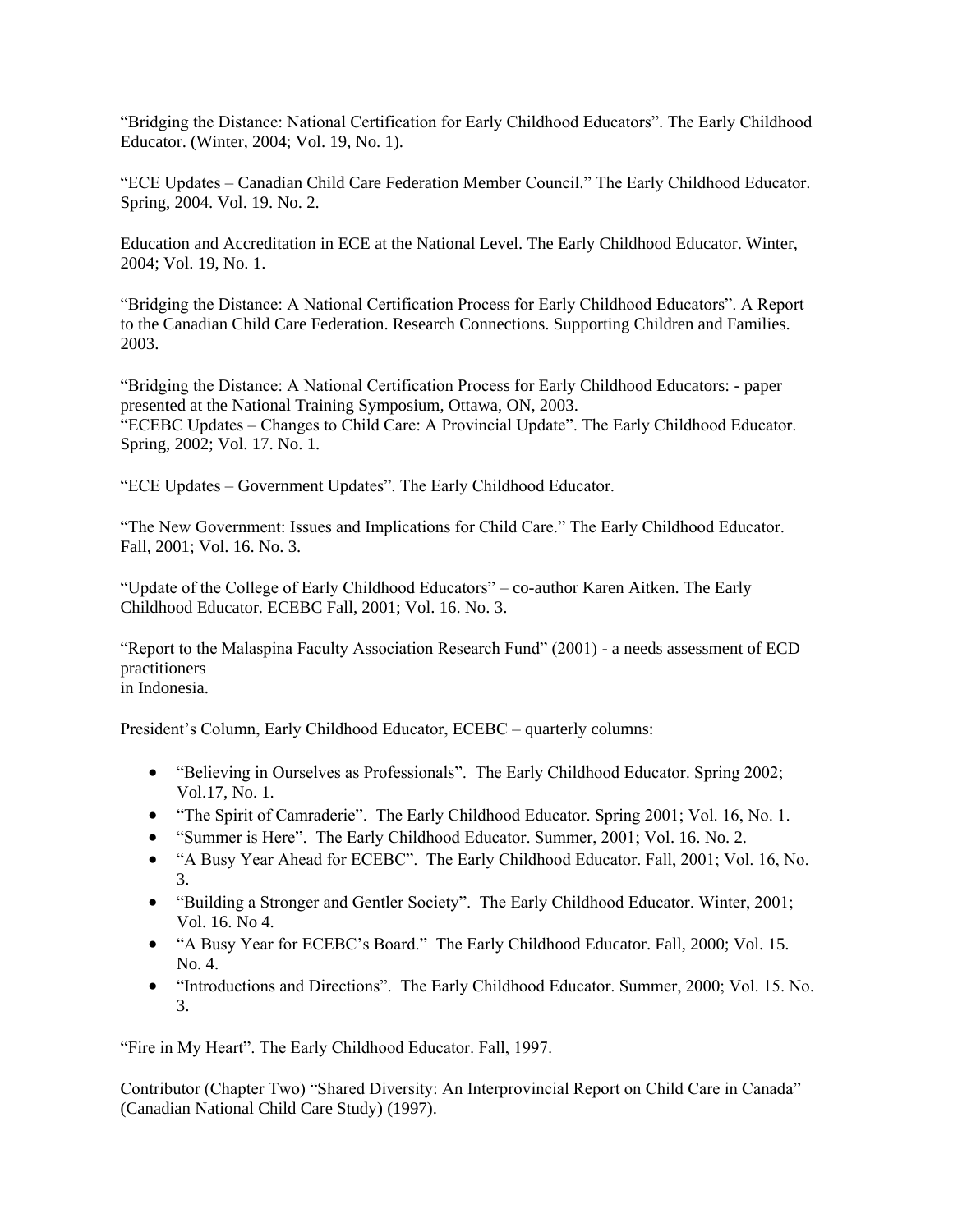“Bridging the Distance: National Certification for Early Childhood Educators”. The Early Childhood Educator. (Winter, 2004; Vol. 19, No. 1).

“ECE Updates – Canadian Child Care Federation Member Council.” The Early Childhood Educator. Spring, 2004. Vol. 19. No. 2.

Education and Accreditation in ECE at the National Level. The Early Childhood Educator. Winter, 2004; Vol. 19, No. 1.

“Bridging the Distance: A National Certification Process for Early Childhood Educators”. A Report to the Canadian Child Care Federation. Research Connections. Supporting Children and Families. 2003.

“Bridging the Distance: A National Certification Process for Early Childhood Educators: - paper presented at the National Training Symposium, Ottawa, ON, 2003.
“ECEBC Updates – Changes to Child Care: A Provincial Update”. The Early Childhood Educator. Spring, 2002; Vol. 17. No. 1.

“ECE Updates – Government Updates”. The Early Childhood Educator.

“The New Government: Issues and Implications for Child Care.” The Early Childhood Educator. Fall, 2001; Vol. 16. No. 3.

“Update of the College of Early Childhood Educators” – co-author Karen Aitken. The Early Childhood Educator. ECEBC Fall, 2001; Vol. 16. No. 3.

“Report to the Malaspina Faculty Association Research Fund” (2001) - a needs assessment of ECD practitioners
in Indonesia.

President’s Column, Early Childhood Educator, ECEBC – quarterly columns:

- “Believing in Ourselves as Professionals”. The Early Childhood Educator. Spring 2002; Vol.17, No. 1.
- “The Spirit of Camraderie”. The Early Childhood Educator. Spring 2001; Vol. 16, No. 1.
- “Summer is Here”. The Early Childhood Educator. Summer, 2001; Vol. 16. No. 2.
- “A Busy Year Ahead for ECEBC”. The Early Childhood Educator. Fall, 2001; Vol. 16, No. 3.
- “Building a Stronger and Gentler Society”. The Early Childhood Educator. Winter, 2001; Vol. 16. No 4.
- “A Busy Year for ECEBC’s Board.” The Early Childhood Educator. Fall, 2000; Vol. 15. No. 4.
- “Introductions and Directions”. The Early Childhood Educator. Summer, 2000; Vol. 15. No. 3.

“Fire in My Heart”. The Early Childhood Educator. Fall, 1997.

Contributor (Chapter Two) “Shared Diversity: An Interprovincial Report on Child Care in Canada” (Canadian National Child Care Study) (1997).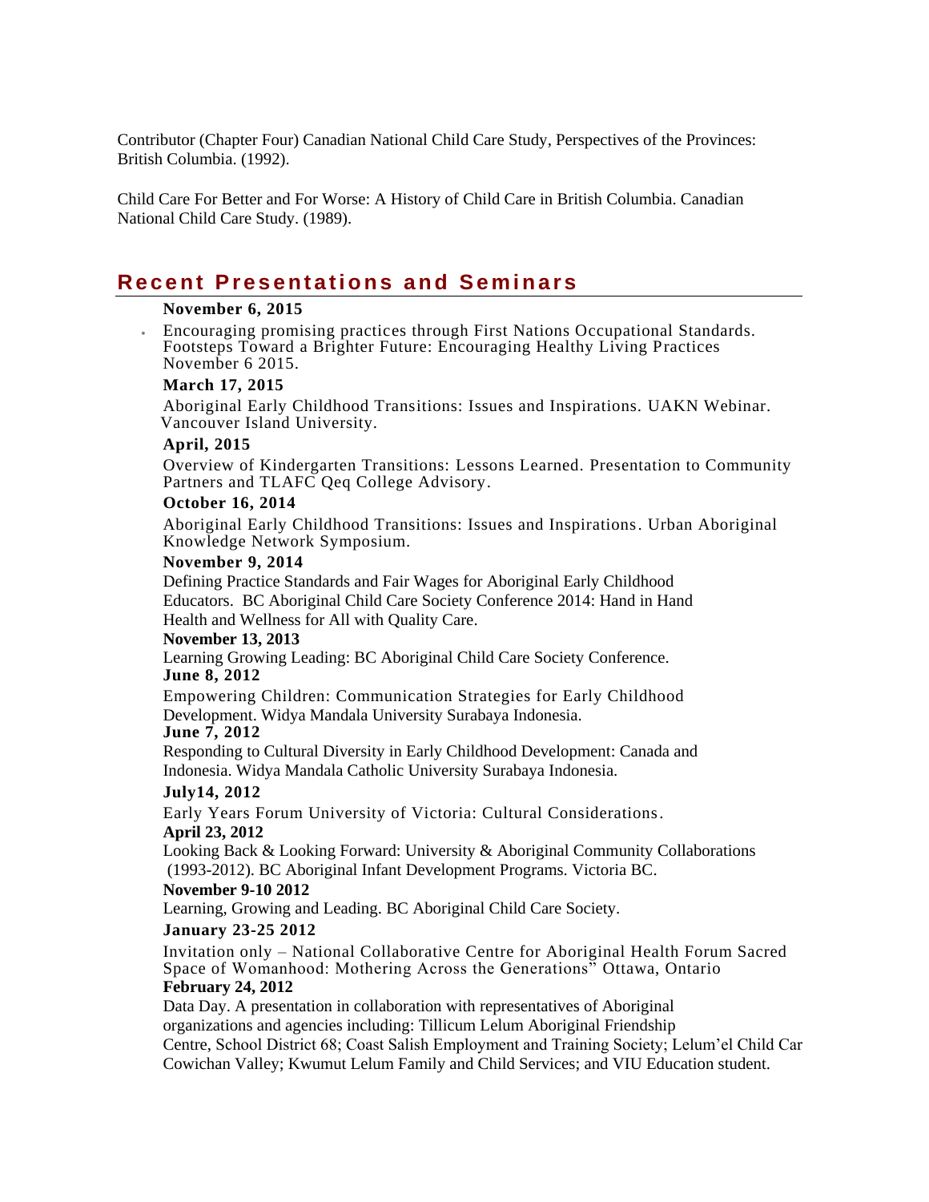Contributor (Chapter Four) Canadian National Child Care Study, Perspectives of the Provinces: British Columbia. (1992).

Child Care For Better and For Worse: A History of Child Care in British Columbia. Canadian National Child Care Study. (1989).

## Recent Presentations and Seminars

**November 6, 2015**

- Encouraging promising practices through First Nations Occupational Standards. Footsteps Toward a Brighter Future: Encouraging Healthy Living Practices November 6 2015.

**March 17, 2015**

Aboriginal Early Childhood Transitions: Issues and Inspirations. UAKN Webinar. Vancouver Island University.

**April, 2015**

Overview of Kindergarten Transitions: Lessons Learned. Presentation to Community Partners and TLAFC Qeq College Advisory.

**October 16, 2014**

Aboriginal Early Childhood Transitions: Issues and Inspirations. Urban Aboriginal Knowledge Network Symposium.

**November 9, 2014**

Defining Practice Standards and Fair Wages for Aboriginal Early Childhood Educators. BC Aboriginal Child Care Society Conference 2014: Hand in Hand Health and Wellness for All with Quality Care.

**November 13, 2013**

Learning Growing Leading: BC Aboriginal Child Care Society Conference.

**June 8, 2012**

Empowering Children: Communication Strategies for Early Childhood Development. Widya Mandala University Surabaya Indonesia.

**June 7, 2012**

Responding to Cultural Diversity in Early Childhood Development: Canada and Indonesia. Widya Mandala Catholic University Surabaya Indonesia.

**July14, 2012**

Early Years Forum University of Victoria: Cultural Considerations.

**April 23, 2012**

Looking Back & Looking Forward: University & Aboriginal Community Collaborations (1993-2012). BC Aboriginal Infant Development Programs. Victoria BC.

**November 9-10 2012**

Learning, Growing and Leading. BC Aboriginal Child Care Society.

**January 23-25 2012**

Invitation only – National Collaborative Centre for Aboriginal Health Forum Sacred Space of Womanhood: Mothering Across the Generations" Ottawa, Ontario

**February 24, 2012**

Data Day. A presentation in collaboration with representatives of Aboriginal organizations and agencies including: Tillicum Lelum Aboriginal Friendship Centre, School District 68; Coast Salish Employment and Training Society; Lelum'el Child Car Cowichan Valley; Kwumut Lelum Family and Child Services; and VIU Education student.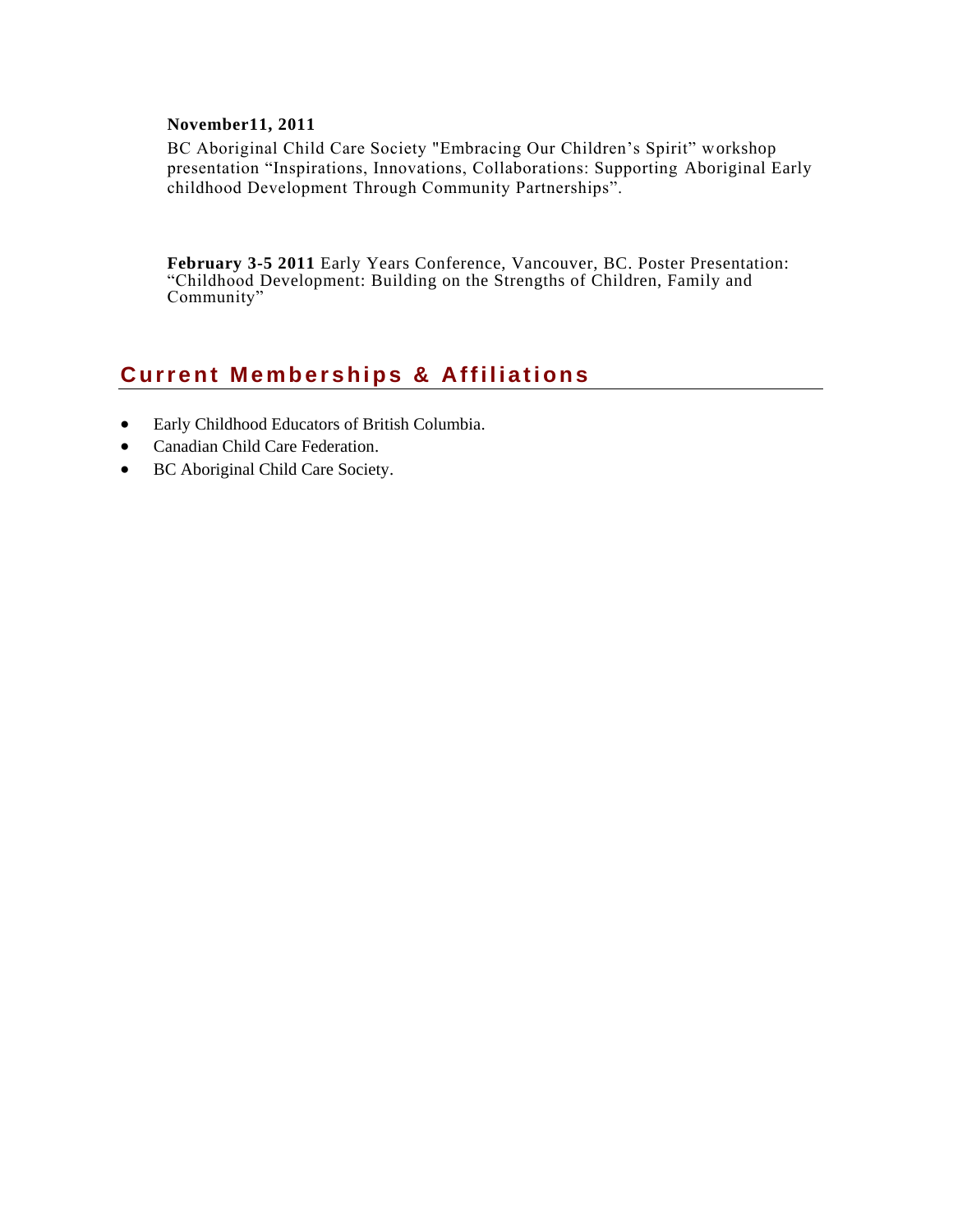**November11, 2011**

BC Aboriginal Child Care Society "Embracing Our Children's Spirit" workshop presentation "Inspirations, Innovations, Collaborations: Supporting Aboriginal Early childhood Development Through Community Partnerships".

**February 3-5 2011** Early Years Conference, Vancouver, BC. Poster Presentation: "Childhood Development: Building on the Strengths of Children, Family and Community"

## Current Memberships & Affiliations

- Early Childhood Educators of British Columbia.
- Canadian Child Care Federation.
- BC Aboriginal Child Care Society.